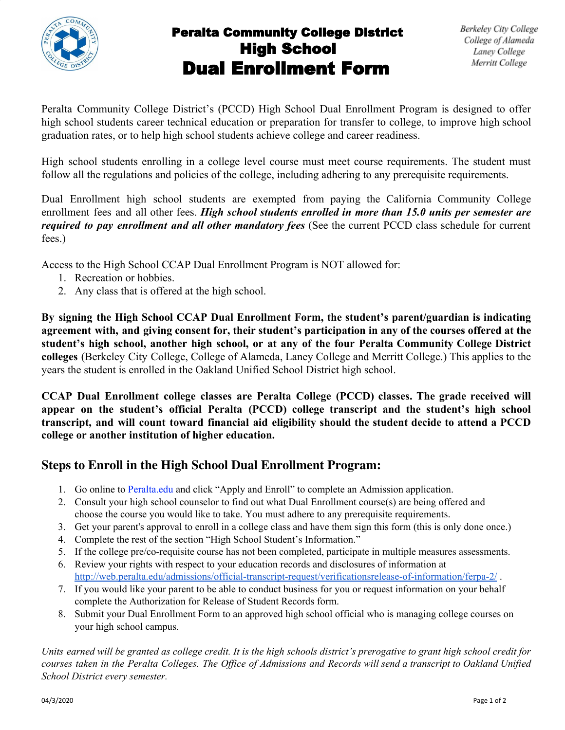# Peralta Community College District
# High School
# Dual Enrollment Form

Berkeley City College
College of Alameda
Laney College
Merritt College

Peralta Community College District's (PCCD) High School Dual Enrollment Program is designed to offer high school students career technical education or preparation for transfer to college, to improve high school graduation rates, or to help high school students achieve college and career readiness.

High school students enrolling in a college level course must meet course requirements. The student must follow all the regulations and policies of the college, including adhering to any prerequisite requirements.

Dual Enrollment high school students are exempted from paying the California Community College enrollment fees and all other fees. ***High school students enrolled in more than 15.0 units per semester are required to pay enrollment and all other mandatory fees*** (See the current PCCD class schedule for current fees.)

Access to the High School CCAP Dual Enrollment Program is NOT allowed for:

1. Recreation or hobbies.
2. Any class that is offered at the high school.

**By signing the High School CCAP Dual Enrollment Form, the student's parent/guardian is indicating agreement with, and giving consent for, their student's participation in any of the courses offered at the student's high school, another high school, or at any of the four Peralta Community College District colleges** (Berkeley City College, College of Alameda, Laney College and Merritt College.) This applies to the years the student is enrolled in the Oakland Unified School District high school.

**CCAP Dual Enrollment college classes are Peralta College (PCCD) classes. The grade received will appear on the student's official Peralta (PCCD) college transcript and the student's high school transcript, and will count toward financial aid eligibility should the student decide to attend a PCCD college or another institution of higher education.**

## Steps to Enroll in the High School Dual Enrollment Program:

1. Go online to Peralta.edu and click "Apply and Enroll" to complete an Admission application.
2. Consult your high school counselor to find out what Dual Enrollment course(s) are being offered and choose the course you would like to take. You must adhere to any prerequisite requirements.
3. Get your parent's approval to enroll in a college class and have them sign this form (this is only done once.)
4. Complete the rest of the section "High School Student's Information."
5. If the college pre/co-requisite course has not been completed, participate in multiple measures assessments.
6. Review your rights with respect to your education records and disclosures of information at http://web.peralta.edu/admissions/official-transcript-request/verificationsrelease-of-information/ferpa-2/ .
7. If you would like your parent to be able to conduct business for you or request information on your behalf complete the Authorization for Release of Student Records form.
8. Submit your Dual Enrollment Form to an approved high school official who is managing college courses on your high school campus.

*Units earned will be granted as college credit. It is the high schools district's prerogative to grant high school credit for courses taken in the Peralta Colleges. The Office of Admissions and Records will send a transcript to Oakland Unified School District every semester.*

04/3/2020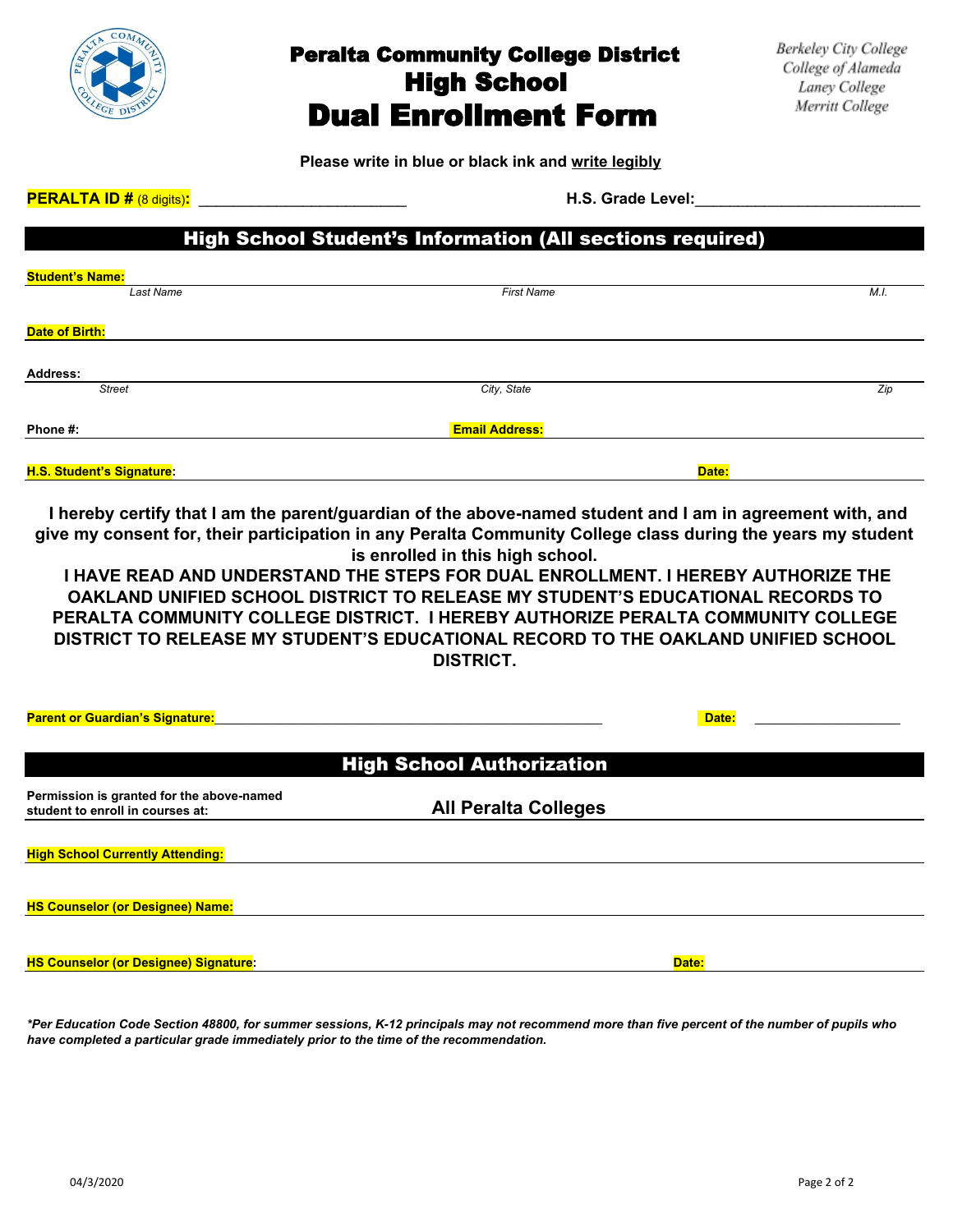# Peralta Community College District
# High School
# Dual Enrollment Form

Berkeley City College
College of Alameda
Laney College
Merritt College

**Please write in blue or black ink and write legibly**

**PERALTA ID #** (8 digits)**:** ________________________ **H.S. Grade Level:**__________________________

## High School Student's Information (All sections required)

**Student's Name:** ______________________________________________
*Last Name* *First Name* *M.I.*

**Date of Birth:** ______________________________________________

**Address:** ______________________________________________
*Street* *City, State* *Zip*

**Phone #:** ______________________ **Email Address:** ______________________

**H.S. Student's Signature**: ______________________ **Date:** __________

**I hereby certify that I am the parent/guardian of the above-named student and I am in agreement with, and give my consent for, their participation in any Peralta Community College class during the years my student is enrolled in this high school.**

**I HAVE READ AND UNDERSTAND THE STEPS FOR DUAL ENROLLMENT. I HEREBY AUTHORIZE THE OAKLAND UNIFIED SCHOOL DISTRICT TO RELEASE MY STUDENT'S EDUCATIONAL RECORDS TO PERALTA COMMUNITY COLLEGE DISTRICT. I HEREBY AUTHORIZE PERALTA COMMUNITY COLLEGE DISTRICT TO RELEASE MY STUDENT'S EDUCATIONAL RECORD TO THE OAKLAND UNIFIED SCHOOL DISTRICT.**

**Parent or Guardian's Signature:**______________________________ **Date:** __________________

## High School Authorization

**Permission is granted for the above-named student to enroll in courses at:** **All Peralta Colleges**

**High School Currently Attending:** ______________________________________________

**HS Counselor (or Designee) Name:** ______________________________________________

**HS Counselor (or Designee) Signature**: ______________________ **Date:** __________

***Per Education Code Section 48800, for summer sessions, K-12 principals may not recommend more than five percent of the number of pupils who have completed a particular grade immediately prior to the time of the recommendation.***

04/3/2020